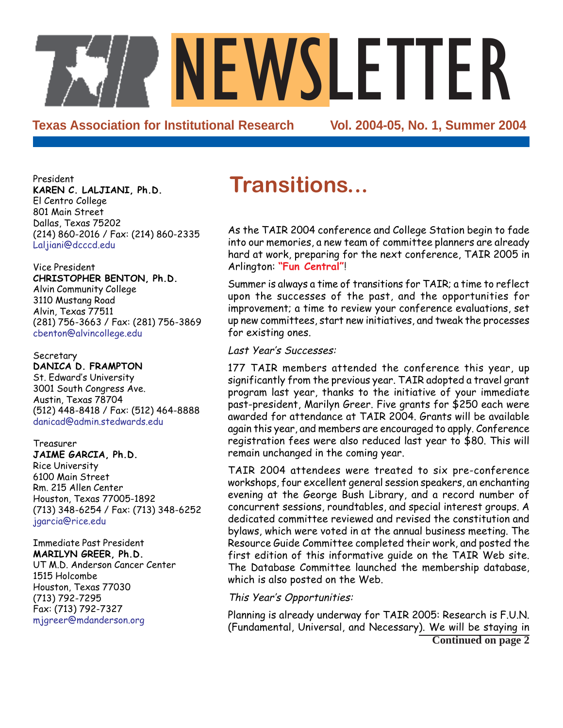# NEWSLETTER

**Texas Association for Institutional Research** Vol. 2004-05, No. 1, Summer 2004

President
**KAREN C. LALJIANI, Ph.D.**
El Centro College
801 Main Street
Dallas, Texas 75202
(214) 860-2016 / Fax: (214) 860-2335
Laljiani@dcccd.edu

Vice President
**CHRISTOPHER BENTON, Ph.D.**
Alvin Community College
3110 Mustang Road
Alvin, Texas 77511
(281) 756-3663 / Fax: (281) 756-3869
cbenton@alvincollege.edu

Secretary
**DANICA D. FRAMPTON**
St. Edward's University
3001 South Congress Ave.
Austin, Texas 78704
(512) 448-8418 / Fax: (512) 464-8888
danicad@admin.stedwards.edu

Treasurer
**JAIME GARCIA, Ph.D.**
Rice University
6100 Main Street
Rm. 215 Allen Center
Houston, Texas 77005-1892
(713) 348-6254 / Fax: (713) 348-6252
jgarcia@rice.edu

Immediate Past President
**MARILYN GREER, Ph.D.**
UT M.D. Anderson Cancer Center
1515 Holcombe
Houston, Texas 77030
(713) 792-7295
Fax: (713) 792-7327
mjgreer@mdanderson.org

## Transitions...

As the TAIR 2004 conference and College Station begin to fade into our memories, a new team of committee planners are already hard at work, preparing for the next conference, TAIR 2005 in Arlington: **"Fun Central"**!

Summer is always a time of transitions for TAIR; a time to reflect upon the successes of the past, and the opportunities for improvement; a time to review your conference evaluations, set up new committees, start new initiatives, and tweak the processes for existing ones.

*Last Year's Successes:*

177 TAIR members attended the conference this year, up significantly from the previous year. TAIR adopted a travel grant program last year, thanks to the initiative of your immediate past-president, Marilyn Greer. Five grants for $250 each were awarded for attendance at TAIR 2004. Grants will be available again this year, and members are encouraged to apply. Conference registration fees were also reduced last year to $80. This will remain unchanged in the coming year.

TAIR 2004 attendees were treated to six pre-conference workshops, four excellent general session speakers, an enchanting evening at the George Bush Library, and a record number of concurrent sessions, roundtables, and special interest groups. A dedicated committee reviewed and revised the constitution and bylaws, which were voted in at the annual business meeting. The Resource Guide Committee completed their work, and posted the first edition of this informative guide on the TAIR Web site. The Database Committee launched the membership database, which is also posted on the Web.

*This Year's Opportunities:*

Planning is already underway for TAIR 2005: Research is F.U.N. (Fundamental, Universal, and Necessary). We will be staying in

**Continued on page 2**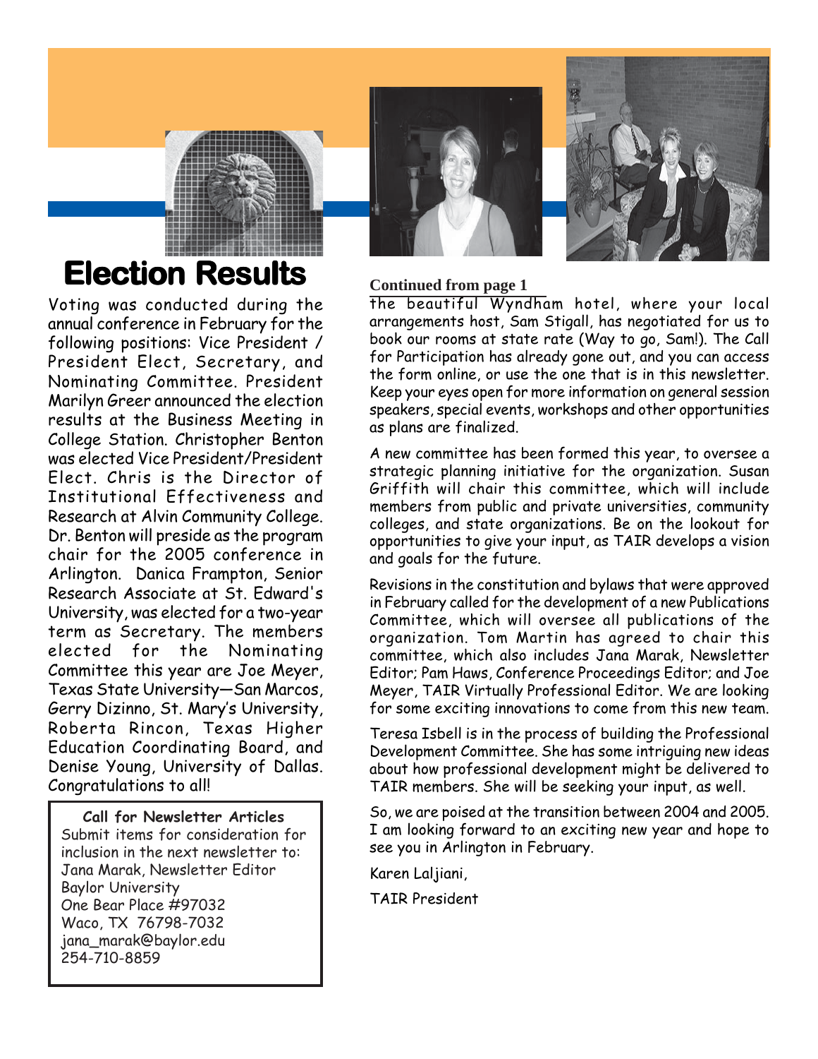# Election Results

Voting was conducted during the annual conference in February for the following positions: Vice President / President Elect, Secretary, and Nominating Committee. President Marilyn Greer announced the election results at the Business Meeting in College Station. Christopher Benton was elected Vice President/President Elect. Chris is the Director of Institutional Effectiveness and Research at Alvin Community College. Dr. Benton will preside as the program chair for the 2005 conference in Arlington. Danica Frampton, Senior Research Associate at St. Edward's University, was elected for a two-year term as Secretary. The members elected for the Nominating Committee this year are Joe Meyer, Texas State University—San Marcos, Gerry Dizinno, St. Mary's University, Roberta Rincon, Texas Higher Education Coordinating Board, and Denise Young, University of Dallas. Congratulations to all!

**Call for Newsletter Articles**

Submit items for consideration for inclusion in the next newsletter to:
Jana Marak, Newsletter Editor
Baylor University
One Bear Place #97032
Waco, TX 76798-7032
jana_marak@baylor.edu
254-710-8859

**Continued from page 1**

the beautiful Wyndham hotel, where your local arrangements host, Sam Stigall, has negotiated for us to book our rooms at state rate (Way to go, Sam!). The Call for Participation has already gone out, and you can access the form online, or use the one that is in this newsletter. Keep your eyes open for more information on general session speakers, special events, workshops and other opportunities as plans are finalized.

A new committee has been formed this year, to oversee a strategic planning initiative for the organization. Susan Griffith will chair this committee, which will include members from public and private universities, community colleges, and state organizations. Be on the lookout for opportunities to give your input, as TAIR develops a vision and goals for the future.

Revisions in the constitution and bylaws that were approved in February called for the development of a new Publications Committee, which will oversee all publications of the organization. Tom Martin has agreed to chair this committee, which also includes Jana Marak, Newsletter Editor; Pam Haws, Conference Proceedings Editor; and Joe Meyer, TAIR Virtually Professional Editor. We are looking for some exciting innovations to come from this new team.

Teresa Isbell is in the process of building the Professional Development Committee. She has some intriguing new ideas about how professional development might be delivered to TAIR members. She will be seeking your input, as well.

So, we are poised at the transition between 2004 and 2005. I am looking forward to an exciting new year and hope to see you in Arlington in February.

Karen Laljiani,

TAIR President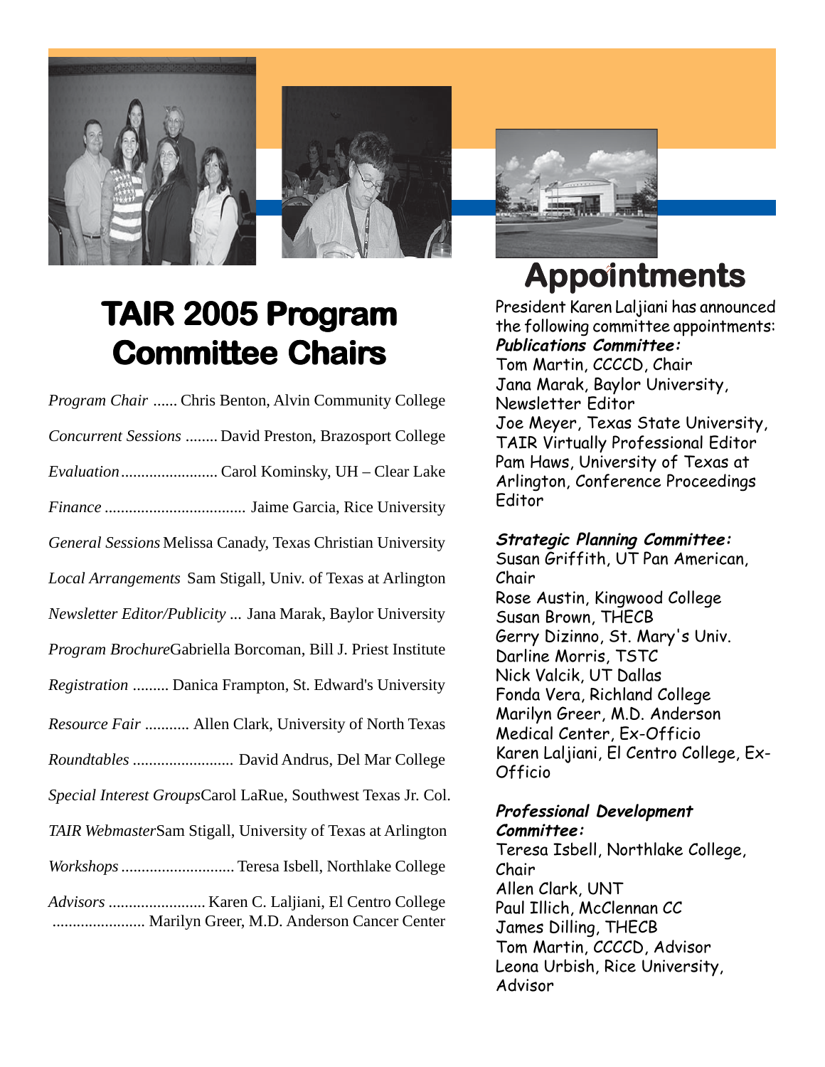# TAIR 2005 Program Committee Chairs

*Program Chair* ...... Chris Benton, Alvin Community College

*Concurrent Sessions* ........ David Preston, Brazosport College

*Evaluation* ........................ Carol Kominsky, UH – Clear Lake

*Finance* ................................... Jaime Garcia, Rice University

*General Sessions* Melissa Canady, Texas Christian University

*Local Arrangements* Sam Stigall, Univ. of Texas at Arlington

*Newsletter Editor/Publicity* ... Jana Marak, Baylor University

*Program Brochure* Gabriella Borcoman, Bill J. Priest Institute

*Registration* ......... Danica Frampton, St. Edward's University

*Resource Fair* ........... Allen Clark, University of North Texas

*Roundtables* ......................... David Andrus, Del Mar College

*Special Interest Groups* Carol LaRue, Southwest Texas Jr. Col.

*TAIR Webmaster* Sam Stigall, University of Texas at Arlington

*Workshops* ............................ Teresa Isbell, Northlake College

*Advisors* ........................ Karen C. Laljiani, El Centro College
....................... Marilyn Greer, M.D. Anderson Cancer Center

# Appointments

President Karen Laljiani has announced the following committee appointments:

***Publications Committee:***
Tom Martin, CCCCD, Chair
Jana Marak, Baylor University, Newsletter Editor
Joe Meyer, Texas State University, TAIR Virtually Professional Editor
Pam Haws, University of Texas at Arlington, Conference Proceedings Editor

***Strategic Planning Committee:***
Susan Griffith, UT Pan American, Chair
Rose Austin, Kingwood College
Susan Brown, THECB
Gerry Dizinno, St. Mary's Univ.
Darline Morris, TSTC
Nick Valcik, UT Dallas
Fonda Vera, Richland College
Marilyn Greer, M.D. Anderson Medical Center, Ex-Officio
Karen Laljiani, El Centro College, Ex-Officio

***Professional Development Committee:***
Teresa Isbell, Northlake College, Chair
Allen Clark, UNT
Paul Illich, McClennan CC
James Dilling, THECB
Tom Martin, CCCCD, Advisor
Leona Urbish, Rice University, Advisor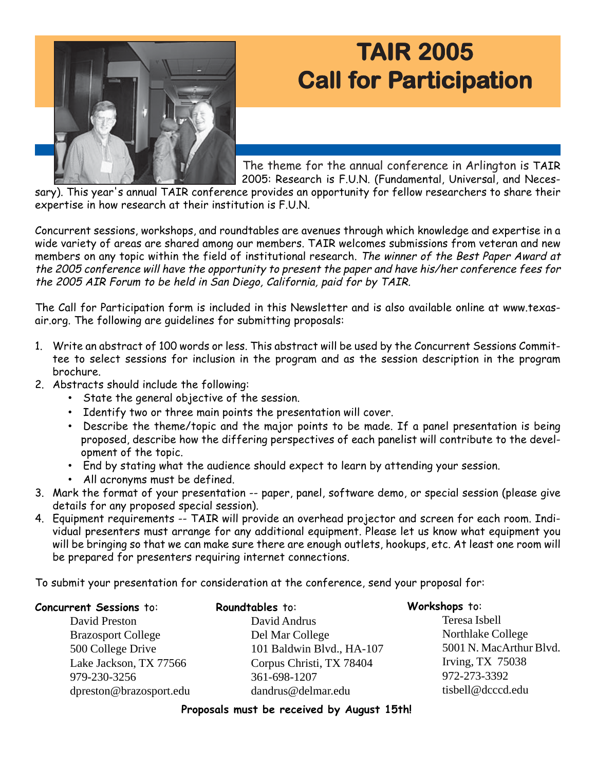# TAIR 2005 Call for Participation

The theme for the annual conference in Arlington is TAIR 2005: Research is F.U.N. (Fundamental, Universal, and Necessary). This year's annual TAIR conference provides an opportunity for fellow researchers to share their expertise in how research at their institution is F.U.N.

Concurrent sessions, workshops, and roundtables are avenues through which knowledge and expertise in a wide variety of areas are shared among our members. TAIR welcomes submissions from veteran and new members on any topic within the field of institutional research. *The winner of the Best Paper Award at the 2005 conference will have the opportunity to present the paper and have his/her conference fees for the 2005 AIR Forum to be held in San Diego, California, paid for by TAIR.*

The Call for Participation form is included in this Newsletter and is also available online at www.texas-air.org. The following are guidelines for submitting proposals:

1. Write an abstract of 100 words or less. This abstract will be used by the Concurrent Sessions Committee to select sessions for inclusion in the program and as the session description in the program brochure.
2. Abstracts should include the following:
   - State the general objective of the session.
   - Identify two or three main points the presentation will cover.
   - Describe the theme/topic and the major points to be made. If a panel presentation is being proposed, describe how the differing perspectives of each panelist will contribute to the development of the topic.
   - End by stating what the audience should expect to learn by attending your session.
   - All acronyms must be defined.
3. Mark the format of your presentation -- paper, panel, software demo, or special session (please give details for any proposed special session).
4. Equipment requirements -- TAIR will provide an overhead projector and screen for each room. Individual presenters must arrange for any additional equipment. Please let us know what equipment you will be bringing so that we can make sure there are enough outlets, hookups, etc. At least one room will be prepared for presenters requiring internet connections.

To submit your presentation for consideration at the conference, send your proposal for:

**Concurrent Sessions** to:
David Preston
Brazosport College
500 College Drive
Lake Jackson, TX 77566
979-230-3256
dpreston@brazosport.edu

**Roundtables** to:
David Andrus
Del Mar College
101 Baldwin Blvd., HA-107
Corpus Christi, TX 78404
361-698-1207
dandrus@delmar.edu

**Workshops** to:
Teresa Isbell
Northlake College
5001 N. MacArthur Blvd.
Irving, TX 75038
972-273-3392
tisbell@dcccd.edu

**Proposals must be received by August 15th!**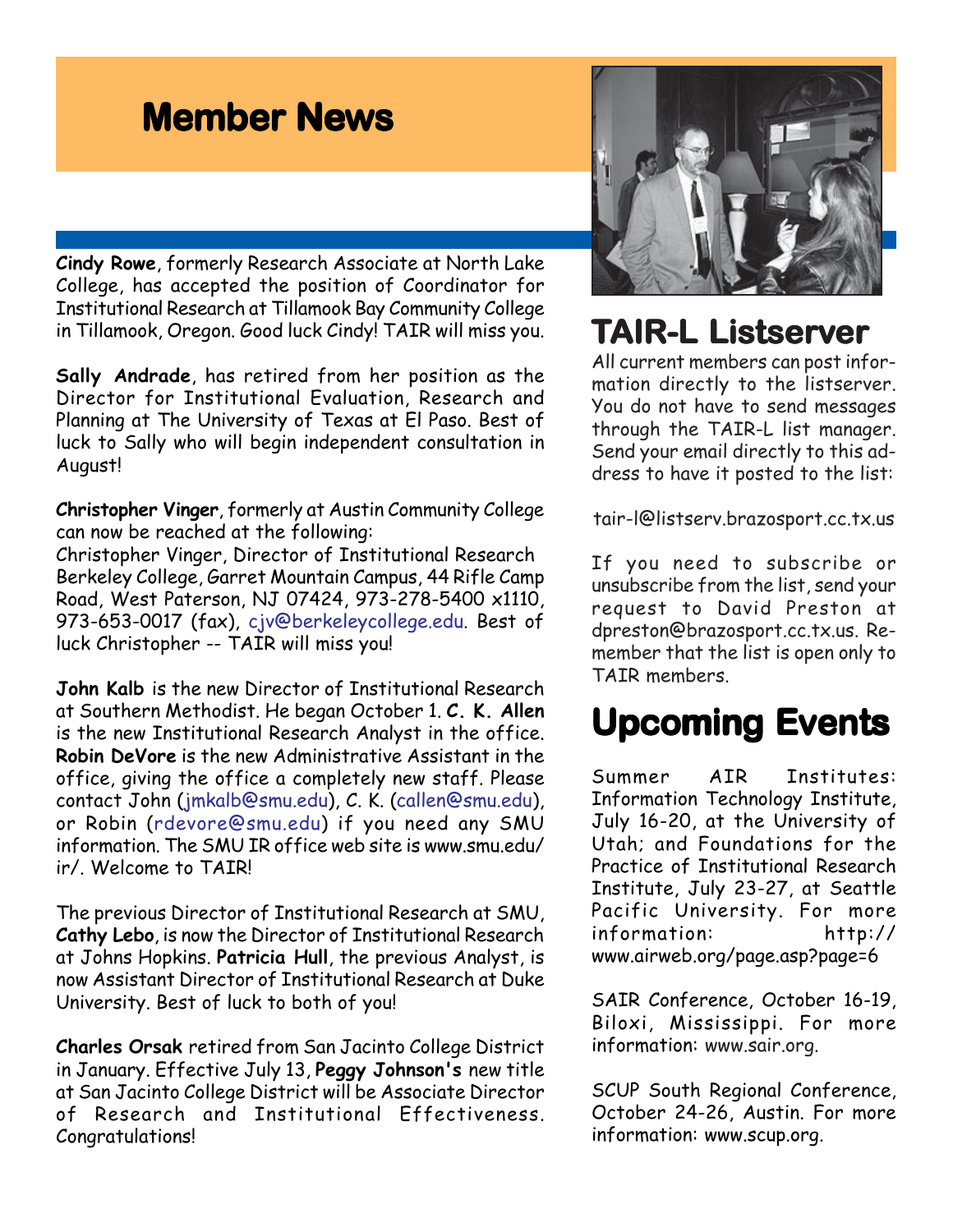# Member News

**Cindy Rowe**, formerly Research Associate at North Lake College, has accepted the position of Coordinator for Institutional Research at Tillamook Bay Community College in Tillamook, Oregon. Good luck Cindy! TAIR will miss you.

**Sally Andrade**, has retired from her position as the Director for Institutional Evaluation, Research and Planning at The University of Texas at El Paso. Best of luck to Sally who will begin independent consultation in August!

**Christopher Vinger**, formerly at Austin Community College can now be reached at the following:
Christopher Vinger, Director of Institutional Research Berkeley College, Garret Mountain Campus, 44 Rifle Camp Road, West Paterson, NJ 07424, 973-278-5400 x1110, 973-653-0017 (fax), cjv@berkeleycollege.edu. Best of luck Christopher -- TAIR will miss you!

**John Kalb** is the new Director of Institutional Research at Southern Methodist. He began October 1. **C. K. Allen** is the new Institutional Research Analyst in the office. **Robin DeVore** is the new Administrative Assistant in the office, giving the office a completely new staff. Please contact John (jmkalb@smu.edu), C. K. (callen@smu.edu), or Robin (rdevore@smu.edu) if you need any SMU information. The SMU IR office web site is www.smu.edu/ir/. Welcome to TAIR!

The previous Director of Institutional Research at SMU, **Cathy Lebo**, is now the Director of Institutional Research at Johns Hopkins. **Patricia Hull**, the previous Analyst, is now Assistant Director of Institutional Research at Duke University. Best of luck to both of you!

**Charles Orsak** retired from San Jacinto College District in January. Effective July 13, **Peggy Johnson's** new title at San Jacinto College District will be Associate Director of Research and Institutional Effectiveness. Congratulations!

# TAIR-L Listserver

All current members can post information directly to the listserver. You do not have to send messages through the TAIR-L list manager. Send your email directly to this address to have it posted to the list:

tair-l@listserv.brazosport.cc.tx.us

If you need to subscribe or unsubscribe from the list, send your request to David Preston at dpreston@brazosport.cc.tx.us. Remember that the list is open only to TAIR members.

# Upcoming Events

Summer AIR Institutes: Information Technology Institute, July 16-20, at the University of Utah; and Foundations for the Practice of Institutional Research Institute, July 23-27, at Seattle Pacific University. For more information: http://www.airweb.org/page.asp?page=6

SAIR Conference, October 16-19, Biloxi, Mississippi. For more information: www.sair.org.

SCUP South Regional Conference, October 24-26, Austin. For more information: www.scup.org.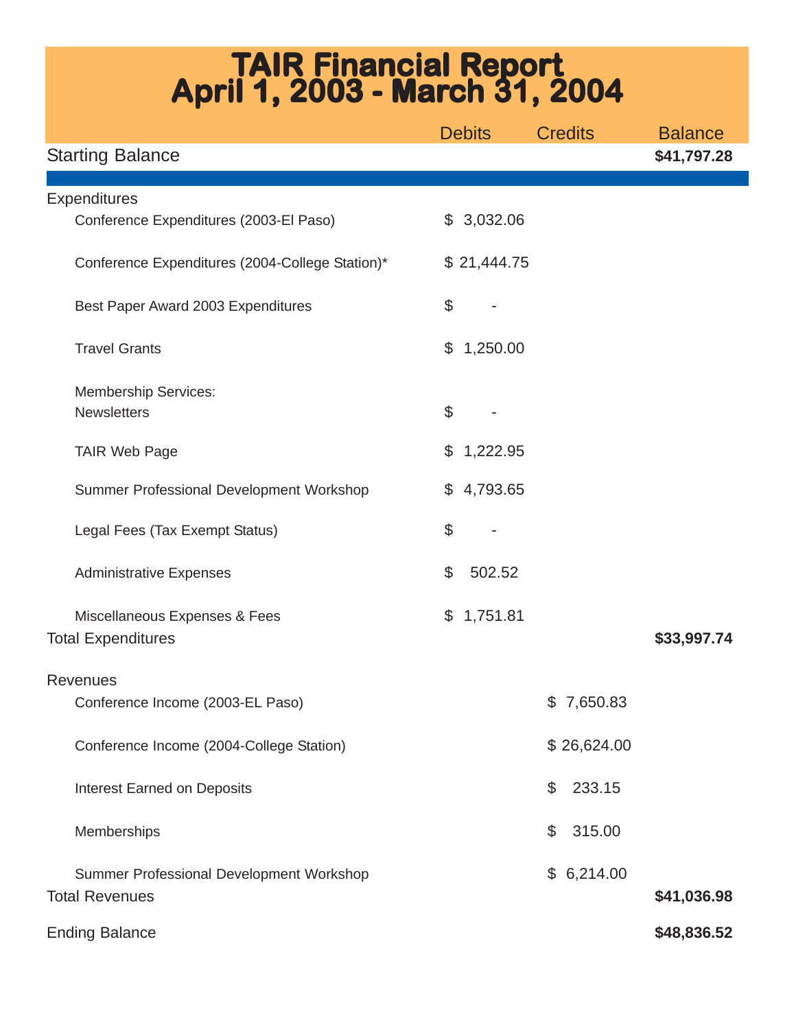# TAIR Financial Report
# April 1, 2003 - March 31, 2004

| | Debits | Credits | Balance |
|---|---|---|---|
| Starting Balance | | | **$41,797.28** |
| Expenditures | | | |
| Conference Expenditures (2003-El Paso) | $ 3,032.06 | | |
| Conference Expenditures (2004-College Station)* | $ 21,444.75 | | |
| Best Paper Award 2003 Expenditures | $ - | | |
| Travel Grants | $ 1,250.00 | | |
| Membership Services: Newsletters | $ - | | |
| TAIR Web Page | $ 1,222.95 | | |
| Summer Professional Development Workshop | $ 4,793.65 | | |
| Legal Fees (Tax Exempt Status) | $ - | | |
| Administrative Expenses | $ 502.52 | | |
| Miscellaneous Expenses & Fees | $ 1,751.81 | | |
| Total Expenditures | | | **$33,997.74** |
| Revenues | | | |
| Conference Income (2003-EL Paso) | | $ 7,650.83 | |
| Conference Income (2004-College Station) | | $ 26,624.00 | |
| Interest Earned on Deposits | | $ 233.15 | |
| Memberships | | $ 315.00 | |
| Summer Professional Development Workshop | | $ 6,214.00 | |
| Total Revenues | | | **$41,036.98** |
| Ending Balance | | | **$48,836.52** |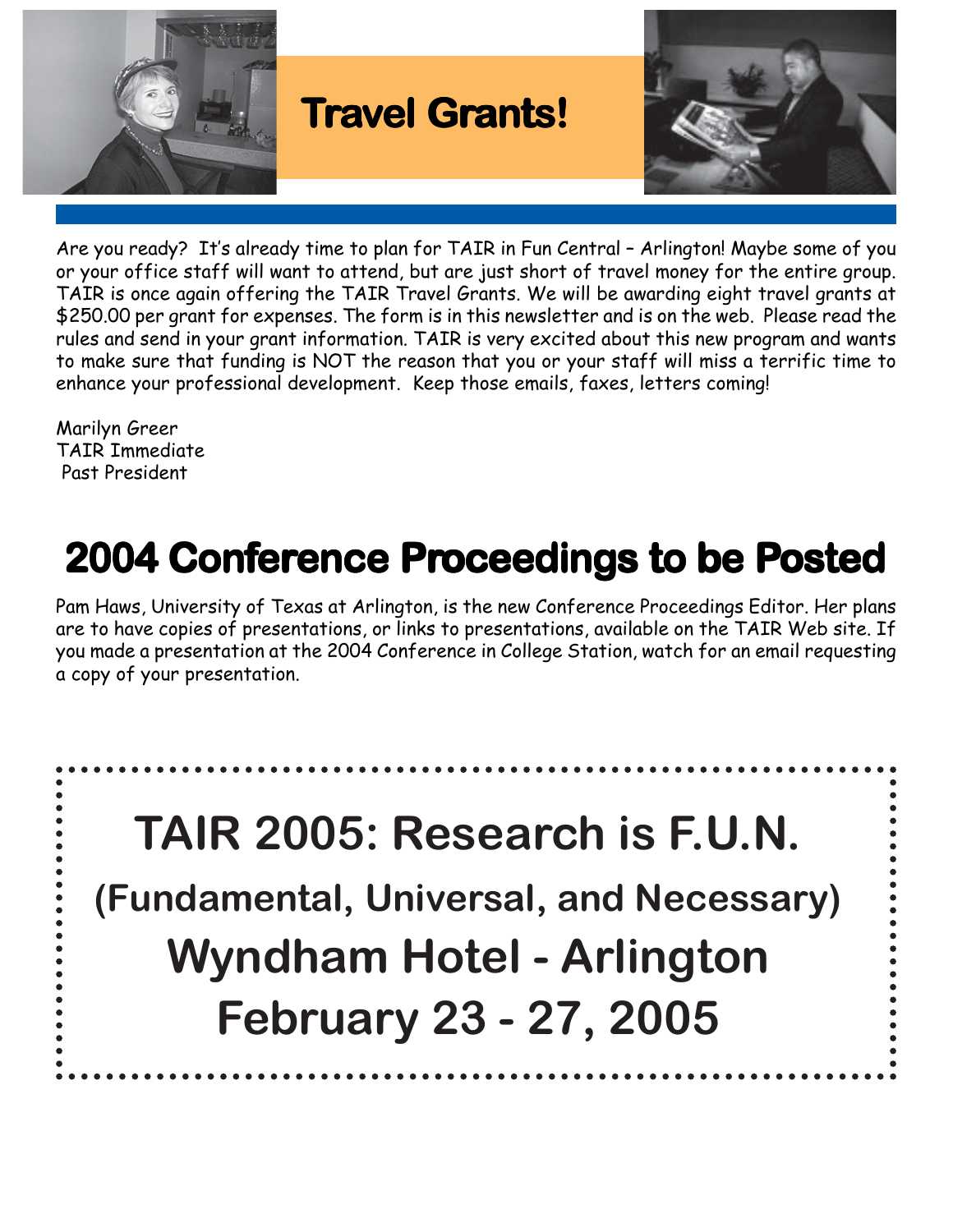# Travel Grants!

Are you ready? It's already time to plan for TAIR in Fun Central – Arlington! Maybe some of you or your office staff will want to attend, but are just short of travel money for the entire group. TAIR is once again offering the TAIR Travel Grants. We will be awarding eight travel grants at $250.00 per grant for expenses. The form is in this newsletter and is on the web. Please read the rules and send in your grant information. TAIR is very excited about this new program and wants to make sure that funding is NOT the reason that you or your staff will miss a terrific time to enhance your professional development. Keep those emails, faxes, letters coming!

Marilyn Greer
TAIR Immediate
Past President

# 2004 Conference Proceedings to be Posted

Pam Haws, University of Texas at Arlington, is the new Conference Proceedings Editor. Her plans are to have copies of presentations, or links to presentations, available on the TAIR Web site. If you made a presentation at the 2004 Conference in College Station, watch for an email requesting a copy of your presentation.

# TAIR 2005: Research is F.U.N.

## (Fundamental, Universal, and Necessary)

## Wyndham Hotel - Arlington

## February 23 - 27, 2005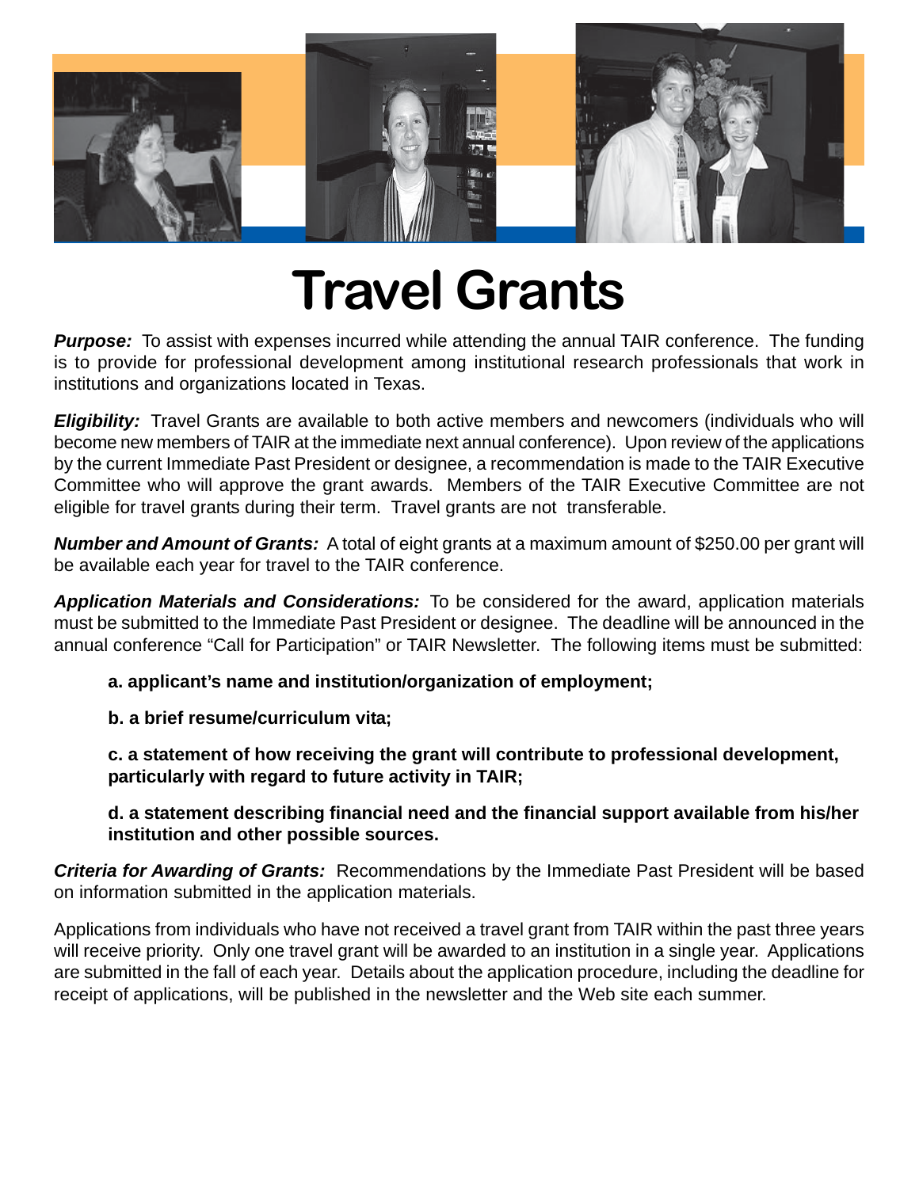# Travel Grants

***Purpose:*** To assist with expenses incurred while attending the annual TAIR conference. The funding is to provide for professional development among institutional research professionals that work in institutions and organizations located in Texas.

***Eligibility:*** Travel Grants are available to both active members and newcomers (individuals who will become new members of TAIR at the immediate next annual conference). Upon review of the applications by the current Immediate Past President or designee, a recommendation is made to the TAIR Executive Committee who will approve the grant awards. Members of the TAIR Executive Committee are not eligible for travel grants during their term. Travel grants are not transferable.

***Number and Amount of Grants:*** A total of eight grants at a maximum amount of $250.00 per grant will be available each year for travel to the TAIR conference.

***Application Materials and Considerations:*** To be considered for the award, application materials must be submitted to the Immediate Past President or designee. The deadline will be announced in the annual conference "Call for Participation" or TAIR Newsletter. The following items must be submitted:

**a. applicant's name and institution/organization of employment;**

**b. a brief resume/curriculum vita;**

**c. a statement of how receiving the grant will contribute to professional development, particularly with regard to future activity in TAIR;**

**d. a statement describing financial need and the financial support available from his/her institution and other possible sources.**

***Criteria for Awarding of Grants:*** Recommendations by the Immediate Past President will be based on information submitted in the application materials.

Applications from individuals who have not received a travel grant from TAIR within the past three years will receive priority. Only one travel grant will be awarded to an institution in a single year. Applications are submitted in the fall of each year. Details about the application procedure, including the deadline for receipt of applications, will be published in the newsletter and the Web site each summer.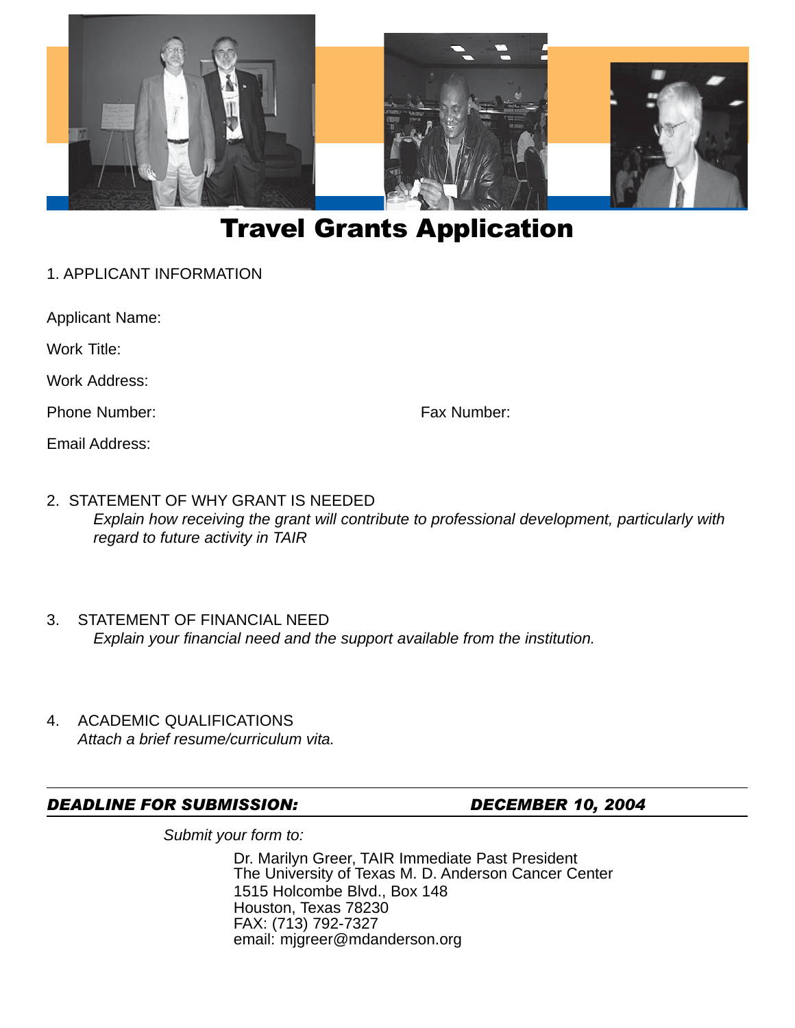# Travel Grants Application

1. APPLICANT INFORMATION

Applicant Name:

Work Title:

Work Address:

Phone Number: Fax Number:

Email Address:

2. STATEMENT OF WHY GRANT IS NEEDED

   *Explain how receiving the grant will contribute to professional development, particularly with regard to future activity in TAIR*

3. STATEMENT OF FINANCIAL NEED

   *Explain your financial need and the support available from the institution.*

4. ACADEMIC QUALIFICATIONS

   *Attach a brief resume/curriculum vita.*

---

***DEADLINE FOR SUBMISSION: DECEMBER 10, 2004***

---

*Submit your form to:*

Dr. Marilyn Greer, TAIR Immediate Past President
The University of Texas M. D. Anderson Cancer Center
1515 Holcombe Blvd., Box 148
Houston, Texas 78230
FAX: (713) 792-7327
email: mjgreer@mdanderson.org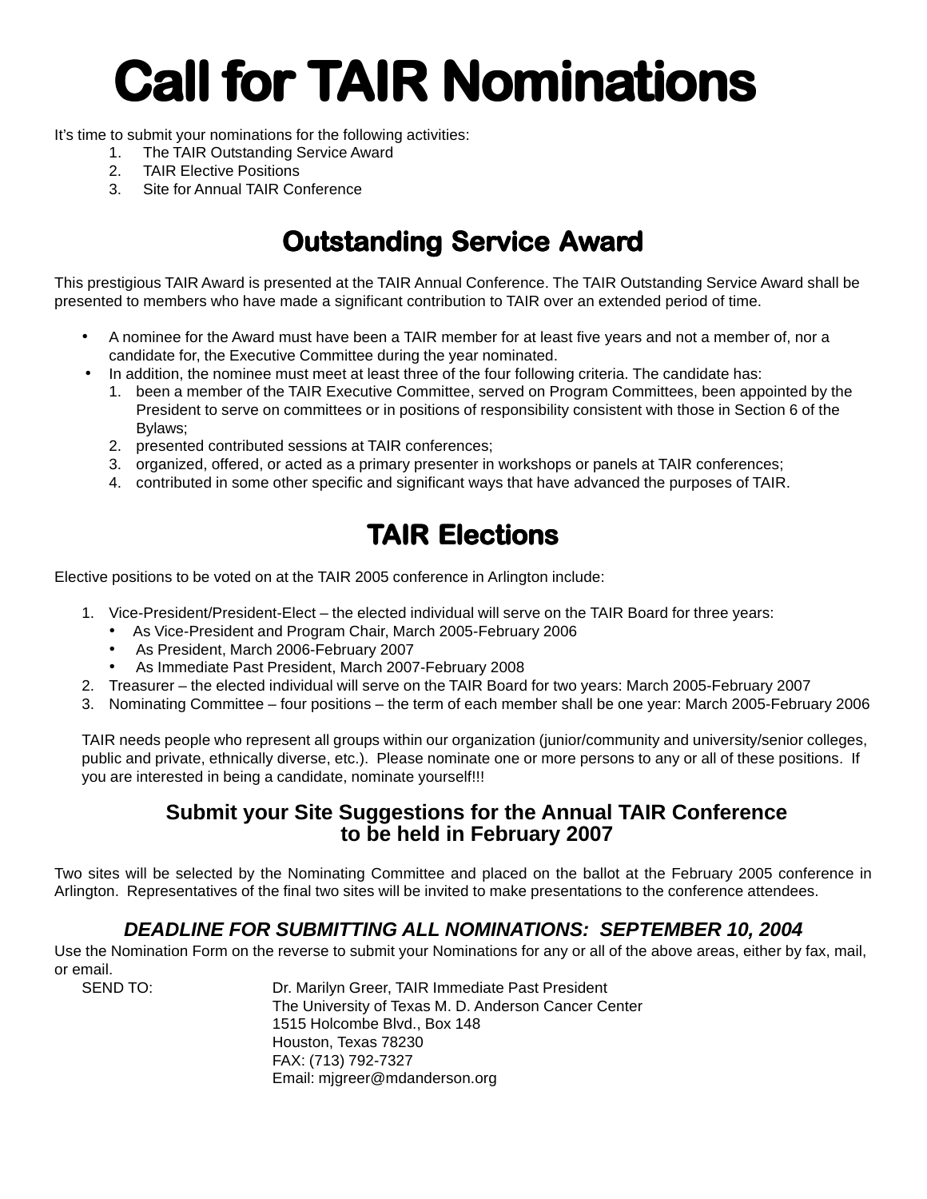# Call for TAIR Nominations

It's time to submit your nominations for the following activities:

1. The TAIR Outstanding Service Award
2. TAIR Elective Positions
3. Site for Annual TAIR Conference

## Outstanding Service Award

This prestigious TAIR Award is presented at the TAIR Annual Conference. The TAIR Outstanding Service Award shall be presented to members who have made a significant contribution to TAIR over an extended period of time.

- A nominee for the Award must have been a TAIR member for at least five years and not a member of, nor a candidate for, the Executive Committee during the year nominated.
- In addition, the nominee must meet at least three of the four following criteria. The candidate has:
  1. been a member of the TAIR Executive Committee, served on Program Committees, been appointed by the President to serve on committees or in positions of responsibility consistent with those in Section 6 of the Bylaws;
  2. presented contributed sessions at TAIR conferences;
  3. organized, offered, or acted as a primary presenter in workshops or panels at TAIR conferences;
  4. contributed in some other specific and significant ways that have advanced the purposes of TAIR.

## TAIR Elections

Elective positions to be voted on at the TAIR 2005 conference in Arlington include:

1. Vice-President/President-Elect – the elected individual will serve on the TAIR Board for three years:
   - As Vice-President and Program Chair, March 2005-February 2006
   - As President, March 2006-February 2007
   - As Immediate Past President, March 2007-February 2008
2. Treasurer – the elected individual will serve on the TAIR Board for two years: March 2005-February 2007
3. Nominating Committee – four positions – the term of each member shall be one year: March 2005-February 2006

TAIR needs people who represent all groups within our organization (junior/community and university/senior colleges, public and private, ethnically diverse, etc.). Please nominate one or more persons to any or all of these positions. If you are interested in being a candidate, nominate yourself!!!

### Submit your Site Suggestions for the Annual TAIR Conference to be held in February 2007

Two sites will be selected by the Nominating Committee and placed on the ballot at the February 2005 conference in Arlington. Representatives of the final two sites will be invited to make presentations to the conference attendees.

***DEADLINE FOR SUBMITTING ALL NOMINATIONS: SEPTEMBER 10, 2004***

Use the Nomination Form on the reverse to submit your Nominations for any or all of the above areas, either by fax, mail, or email.

SEND TO:
Dr. Marilyn Greer, TAIR Immediate Past President
The University of Texas M. D. Anderson Cancer Center
1515 Holcombe Blvd., Box 148
Houston, Texas 78230
FAX: (713) 792-7327
Email: mjgreer@mdanderson.org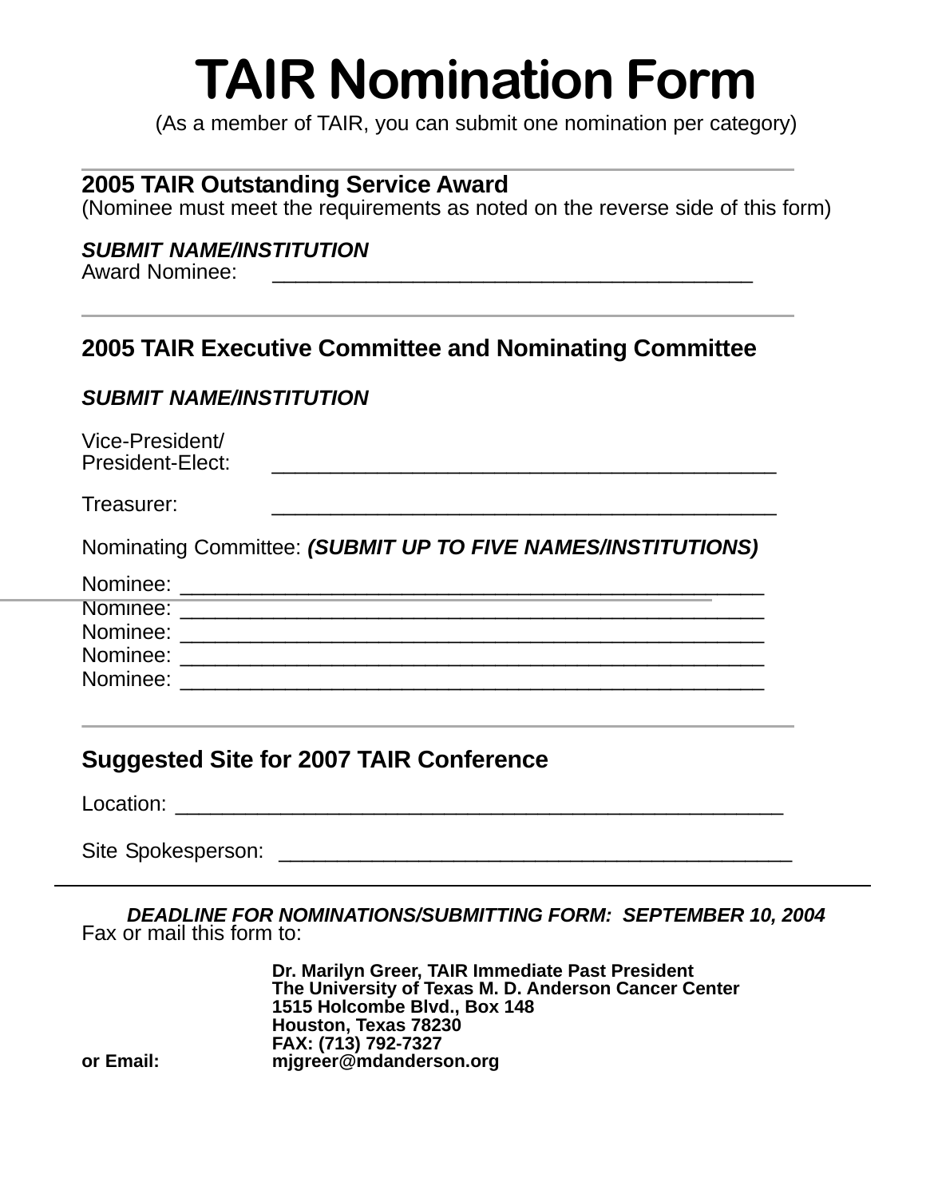# TAIR Nomination Form

(As a member of TAIR, you can submit one nomination per category)

---

## 2005 TAIR Outstanding Service Award

(Nominee must meet the requirements as noted on the reverse side of this form)

***SUBMIT NAME/INSTITUTION***

Award Nominee: ________________________________________

---

## 2005 TAIR Executive Committee and Nominating Committee

***SUBMIT NAME/INSTITUTION***

Vice-President/
President-Elect: ________________________________________

Treasurer: ________________________________________

Nominating Committee: ***(SUBMIT UP TO FIVE NAMES/INSTITUTIONS)***

Nominee: ________________________________________
Nominee: ________________________________________
Nominee: ________________________________________
Nominee: ________________________________________
Nominee: ________________________________________

---

## Suggested Site for 2007 TAIR Conference

Location: ________________________________________

Site Spokesperson: ________________________________________

---

***DEADLINE FOR NOMINATIONS/SUBMITTING FORM: SEPTEMBER 10, 2004***

Fax or mail this form to:

**Dr. Marilyn Greer, TAIR Immediate Past President**
**The University of Texas M. D. Anderson Cancer Center**
**1515 Holcombe Blvd., Box 148**
**Houston, Texas 78230**
**FAX: (713) 792-7327**

**or Email:** **mjgreer@mdanderson.org**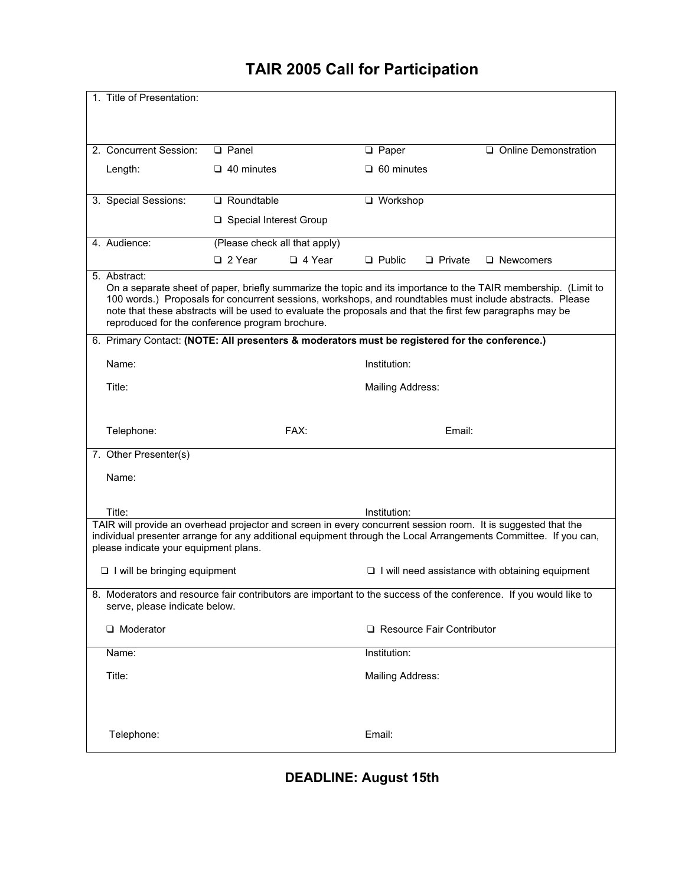# TAIR 2005 Call for Participation

1. Title of Presentation:

2. Concurrent Session: ❑ Panel ❑ Paper ❑ Online Demonstration

   Length: ❑ 40 minutes ❑ 60 minutes

3. Special Sessions: ❑ Roundtable ❑ Workshop

   ❑ Special Interest Group

4. Audience: (Please check all that apply)

   ❑ 2 Year ❑ 4 Year ❑ Public ❑ Private ❑ Newcomers

5. Abstract:
   On a separate sheet of paper, briefly summarize the topic and its importance to the TAIR membership. (Limit to 100 words.) Proposals for concurrent sessions, workshops, and roundtables must include abstracts. Please note that these abstracts will be used to evaluate the proposals and that the first few paragraphs may be reproduced for the conference program brochure.

6. Primary Contact: **(NOTE: All presenters & moderators must be registered for the conference.)**

   Name: Institution:

   Title: Mailing Address:

   Telephone: FAX: Email:

7. Other Presenter(s)

   Name:

   Title: Institution:

TAIR will provide an overhead projector and screen in every concurrent session room. It is suggested that the individual presenter arrange for any additional equipment through the Local Arrangements Committee. If you can, please indicate your equipment plans.

❑ I will be bringing equipment ❑ I will need assistance with obtaining equipment

8. Moderators and resource fair contributors are important to the success of the conference. If you would like to serve, please indicate below.

   ❑ Moderator ❑ Resource Fair Contributor

   Name: Institution:

   Title: Mailing Address:

   Telephone: Email:

**DEADLINE: August 15th**